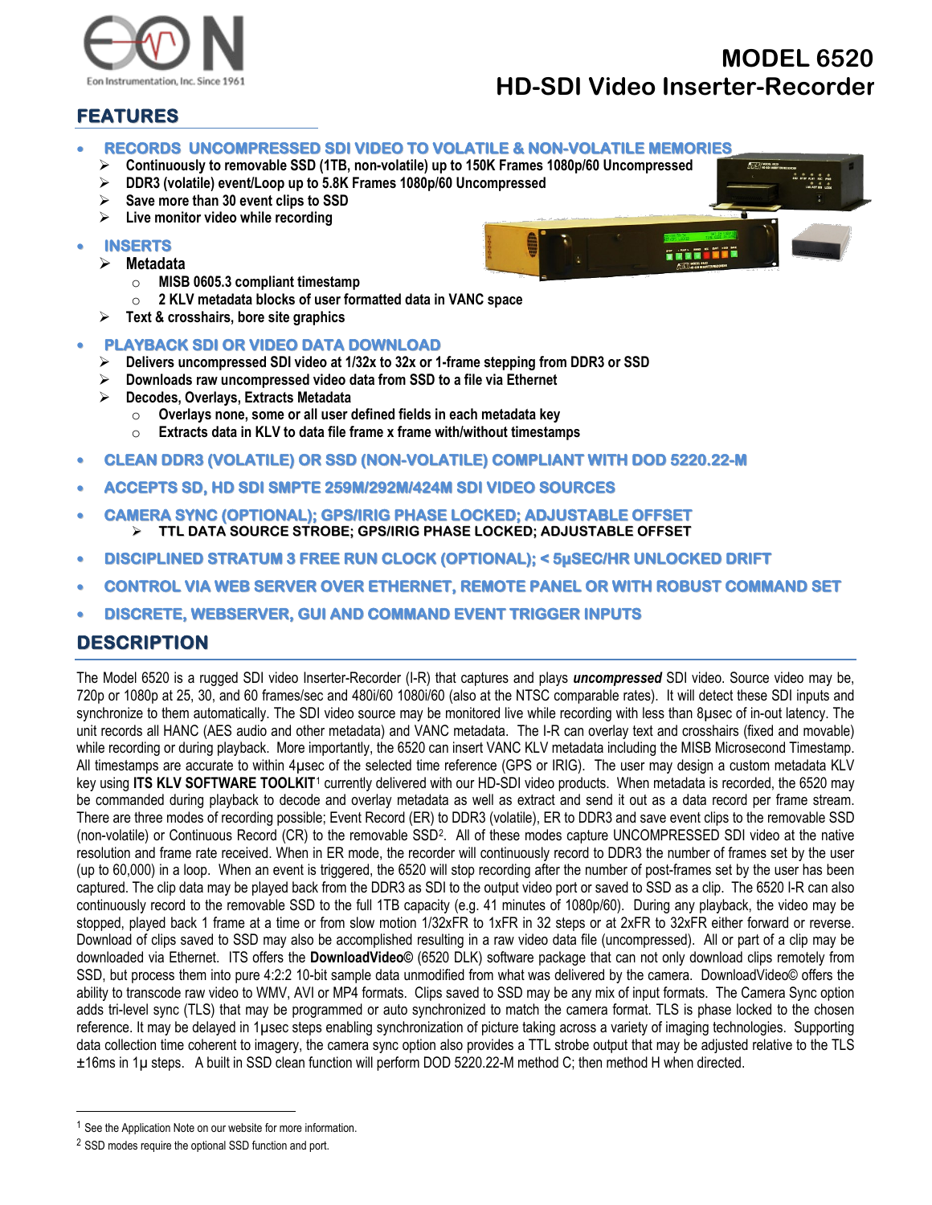# MODEL 6520
# HD-SDI Video Inserter-Recorder

Eon Instrumentation, Inc. Since 1961

## FEATURES

- **RECORDS UNCOMPRESSED SDI VIDEO TO VOLATILE & NON-VOLATILE MEMORIES**
  - Continuously to removable SSD (1TB, non-volatile) up to 150K Frames 1080p/60 Uncompressed
  - DDR3 (volatile) event/Loop up to 5.8K Frames 1080p/60 Uncompressed
  - Save more than 30 event clips to SSD
  - Live monitor video while recording
- **INSERTS**
  - Metadata
    - MISB 0605.3 compliant timestamp
    - 2 KLV metadata blocks of user formatted data in VANC space
  - Text & crosshairs, bore site graphics
- **PLAYBACK SDI OR VIDEO DATA DOWNLOAD**
  - Delivers uncompressed SDI video at 1/32x to 32x or 1-frame stepping from DDR3 or SSD
  - Downloads raw uncompressed video data from SSD to a file via Ethernet
  - Decodes, Overlays, Extracts Metadata
    - Overlays none, some or all user defined fields in each metadata key
    - Extracts data in KLV to data file frame x frame with/without timestamps
- **CLEAN DDR3 (VOLATILE) OR SSD (NON-VOLATILE) COMPLIANT WITH DOD 5220.22-M**
- **ACCEPTS SD, HD SDI SMPTE 259M/292M/424M SDI VIDEO SOURCES**
- **CAMERA SYNC (OPTIONAL); GPS/IRIG PHASE LOCKED; ADJUSTABLE OFFSET**
  - TTL DATA SOURCE STROBE; GPS/IRIG PHASE LOCKED; ADJUSTABLE OFFSET
- **DISCIPLINED STRATUM 3 FREE RUN CLOCK (OPTIONAL); < 5µSEC/HR UNLOCKED DRIFT**
- **CONTROL VIA WEB SERVER OVER ETHERNET, REMOTE PANEL OR WITH ROBUST COMMAND SET**
- **DISCRETE, WEBSERVER, GUI AND COMMAND EVENT TRIGGER INPUTS**

## DESCRIPTION

The Model 6520 is a rugged SDI video Inserter-Recorder (I-R) that captures and plays ***uncompressed*** SDI video. Source video may be, 720p or 1080p at 25, 30, and 60 frames/sec and 480i/60 1080i/60 (also at the NTSC comparable rates). It will detect these SDI inputs and synchronize to them automatically. The SDI video source may be monitored live while recording with less than 8µsec of in-out latency. The unit records all HANC (AES audio and other metadata) and VANC metadata. The I-R can overlay text and crosshairs (fixed and movable) while recording or during playback. More importantly, the 6520 can insert VANC KLV metadata including the MISB Microsecond Timestamp. All timestamps are accurate to within 4µsec of the selected time reference (GPS or IRIG). The user may design a custom metadata KLV key using **ITS KLV SOFTWARE TOOLKIT**[1] currently delivered with our HD-SDI video products. When metadata is recorded, the 6520 may be commanded during playback to decode and overlay metadata as well as extract and send it out as a data record per frame stream. There are three modes of recording possible; Event Record (ER) to DDR3 (volatile), ER to DDR3 and save event clips to the removable SSD (non-volatile) or Continuous Record (CR) to the removable SSD[2]. All of these modes capture UNCOMPRESSED SDI video at the native resolution and frame rate received. When in ER mode, the recorder will continuously record to DDR3 the number of frames set by the user (up to 60,000) in a loop. When an event is triggered, the 6520 will stop recording after the number of post-frames set by the user has been captured. The clip data may be played back from the DDR3 as SDI to the output video port or saved to SSD as a clip. The 6520 I-R can also continuously record to the removable SSD to the full 1TB capacity (e.g. 41 minutes of 1080p/60). During any playback, the video may be stopped, played back 1 frame at a time or from slow motion 1/32xFR to 1xFR in 32 steps or at 2xFR to 32xFR either forward or reverse. Download of clips saved to SSD may also be accomplished resulting in a raw video data file (uncompressed). All or part of a clip may be downloaded via Ethernet. ITS offers the **DownloadVideo©** (6520 DLK) software package that can not only download clips remotely from SSD, but process them into pure 4:2:2 10-bit sample data unmodified from what was delivered by the camera. DownloadVideo© offers the ability to transcode raw video to WMV, AVI or MP4 formats. Clips saved to SSD may be any mix of input formats. The Camera Sync option adds tri-level sync (TLS) that may be programmed or auto synchronized to match the camera format. TLS is phase locked to the chosen reference. It may be delayed in 1µsec steps enabling synchronization of picture taking across a variety of imaging technologies. Supporting data collection time coherent to imagery, the camera sync option also provides a TTL strobe output that may be adjusted relative to the TLS ±16ms in 1µ steps. A built in SSD clean function will perform DOD 5220.22-M method C; then method H when directed.

---

[1] See the Application Note on our website for more information.

[2] SSD modes require the optional SSD function and port.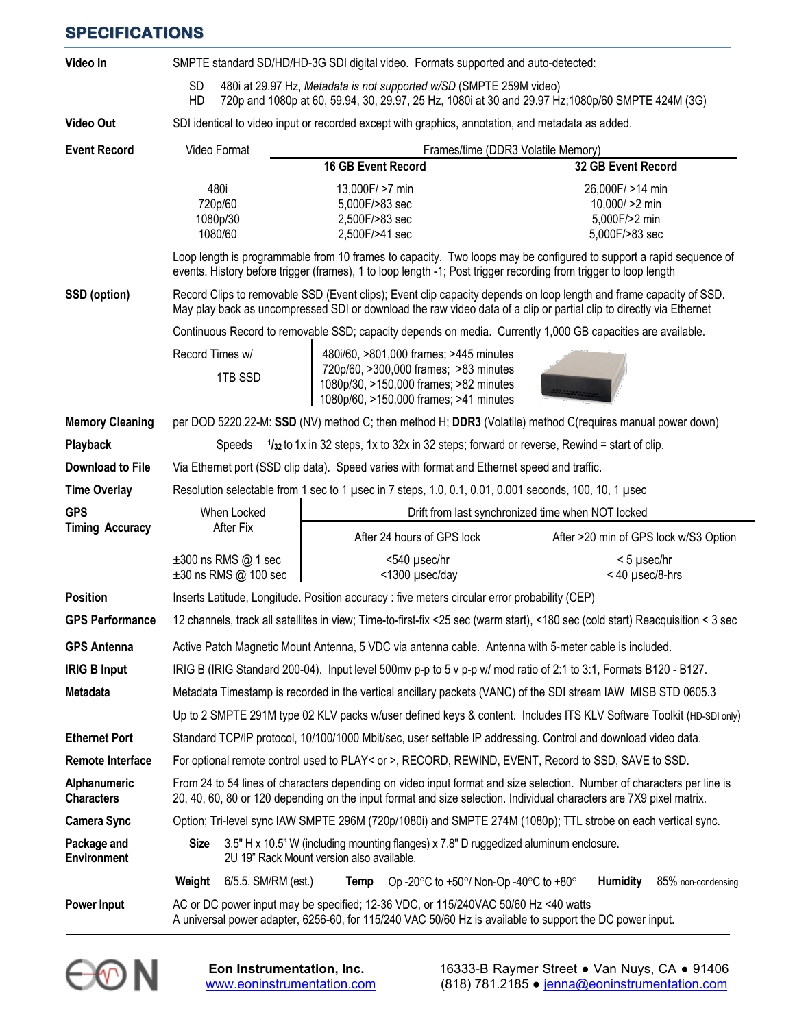## SPECIFICATIONS

**Video In**

SMPTE standard SD/HD/HD-3G SDI digital video. Formats supported and auto-detected:

- SD 480i at 29.97 Hz, *Metadata is not supported w/SD* (SMPTE 259M video)
- HD 720p and 1080p at 60, 59.94, 30, 29.97, 25 Hz, 1080i at 30 and 29.97 Hz;1080p/60 SMPTE 424M (3G)

**Video Out**

SDI identical to video input or recorded except with graphics, annotation, and metadata as added.

**Event Record**

| Video Format | Frames/time (DDR3 Volatile Memory) 16 GB Event Record | 32 GB Event Record |
|---|---|---|
| 480i | 13,000F/ >7 min | 26,000F/ >14 min |
| 720p/60 | 5,000F/>83 sec | 10,000/ >2 min |
| 1080p/30 | 2,500F/>83 sec | 5,000F/>2 min |
| 1080/60 | 2,500F/>41 sec | 5,000F/>83 sec |

Loop length is programmable from 10 frames to capacity. Two loops may be configured to support a rapid sequence of events. History before trigger (frames), 1 to loop length -1; Post trigger recording from trigger to loop length

**SSD (option)**

Record Clips to removable SSD (Event clips); Event clip capacity depends on loop length and frame capacity of SSD. May play back as uncompressed SDI or download the raw video data of a clip or partial clip to directly via Ethernet

Continuous Record to removable SSD; capacity depends on media. Currently 1,000 GB capacities are available.

Record Times w/ 1TB SSD:

- 480i/60, >801,000 frames; >445 minutes
- 720p/60, >300,000 frames; >83 minutes
- 1080p/30, >150,000 frames; >82 minutes
- 1080p/60, >150,000 frames; >41 minutes

**Memory Cleaning**

per DOD 5220.22-M: **SSD** (NV) method C; then method H; **DDR3** (Volatile) method C(requires manual power down)

**Playback**

Speeds 1/32 to 1x in 32 steps, 1x to 32x in 32 steps; forward or reverse, Rewind = start of clip.

**Download to File**

Via Ethernet port (SSD clip data). Speed varies with format and Ethernet speed and traffic.

**Time Overlay**

Resolution selectable from 1 sec to 1 µsec in 7 steps, 1.0, 0.1, 0.01, 0.001 seconds, 100, 10, 1 µsec

**GPS Timing Accuracy**

| When Locked After Fix | Drift from last synchronized time when NOT locked: After 24 hours of GPS lock | After >20 min of GPS lock w/S3 Option |
|---|---|---|
| ±300 ns RMS @ 1 sec | <540 µsec/hr | < 5 µsec/hr |
| ±30 ns RMS @ 100 sec | <1300 µsec/day | < 40 µsec/8-hrs |

**Position**

Inserts Latitude, Longitude. Position accuracy : five meters circular error probability (CEP)

**GPS Performance**

12 channels, track all satellites in view; Time-to-first-fix <25 sec (warm start), <180 sec (cold start) Reacquisition < 3 sec

**GPS Antenna**

Active Patch Magnetic Mount Antenna, 5 VDC via antenna cable. Antenna with 5-meter cable is included.

**IRIG B Input**

IRIG B (IRIG Standard 200-04). Input level 500mv p-p to 5 v p-p w/ mod ratio of 2:1 to 3:1, Formats B120 - B127.

**Metadata**

Metadata Timestamp is recorded in the vertical ancillary packets (VANC) of the SDI stream IAW MISB STD 0605.3

Up to 2 SMPTE 291M type 02 KLV packs w/user defined keys & content. Includes ITS KLV Software Toolkit (HD-SDI only)

**Ethernet Port**

Standard TCP/IP protocol, 10/100/1000 Mbit/sec, user settable IP addressing. Control and download video data.

**Remote Interface**

For optional remote control used to PLAY< or >, RECORD, REWIND, EVENT, Record to SSD, SAVE to SSD.

**Alphanumeric Characters**

From 24 to 54 lines of characters depending on video input format and size selection. Number of characters per line is 20, 40, 60, 80 or 120 depending on the input format and size selection. Individual characters are 7X9 pixel matrix.

**Camera Sync**

Option; Tri-level sync IAW SMPTE 296M (720p/1080i) and SMPTE 274M (1080p); TTL strobe on each vertical sync.

**Package and Environment**

**Size** 3.5" H x 10.5" W (including mounting flanges) x 7.8" D ruggedized aluminum enclosure. 2U 19" Rack Mount version also available.

**Weight** 6/5.5. SM/RM (est.) **Temp** Op -20°C to +50°/ Non-Op -40°C to +80° **Humidity** 85% non-condensing

**Power Input**

AC or DC power input may be specified; 12-36 VDC, or 115/240VAC 50/60 Hz <40 watts
A universal power adapter, 6256-60, for 115/240 VAC 50/60 Hz is available to support the DC power input.

**Eon Instrumentation, Inc.**
www.eoninstrumentation.com

16333-B Raymer Street ● Van Nuys, CA ● 91406
(818) 781.2185 ● jenna@eoninstrumentation.com